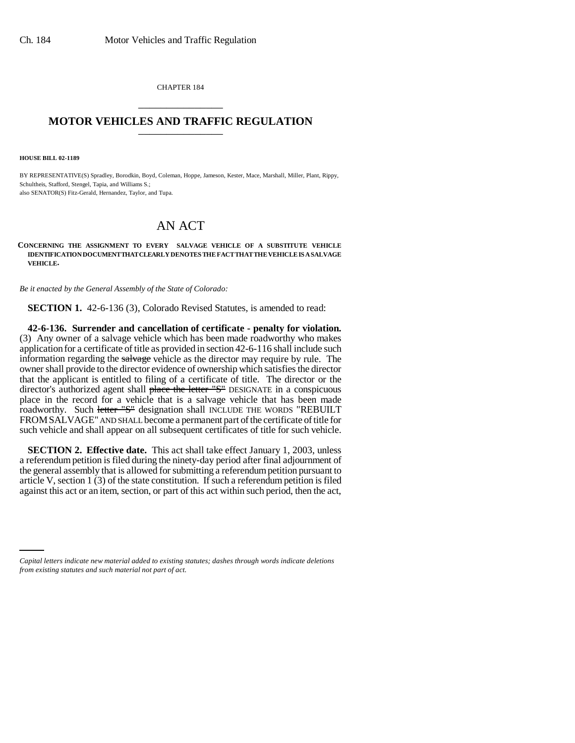CHAPTER 184

# MOTOR VEHICLES AND TRAFFIC REGULATION

**HOUSE BILL 02-1189**

BY REPRESENTATIVE(S) Spradley, Borodkin, Boyd, Coleman, Hoppe, Jameson, Kester, Mace, Marshall, Miller, Plant, Rippy, Schultheis, Stafford, Stengel, Tapia, and Williams S.;
also SENATOR(S) Fitz-Gerald, Hernandez, Taylor, and Tupa.

# AN ACT

**CONCERNING THE ASSIGNMENT TO EVERY SALVAGE VEHICLE OF A SUBSTITUTE VEHICLE IDENTIFICATION DOCUMENT THAT CLEARLY DENOTES THE FACT THAT THE VEHICLE IS A SALVAGE VEHICLE.**

*Be it enacted by the General Assembly of the State of Colorado:*

**SECTION 1.** 42-6-136 (3), Colorado Revised Statutes, is amended to read:

**42-6-136. Surrender and cancellation of certificate - penalty for violation.** (3) Any owner of a salvage vehicle which has been made roadworthy who makes application for a certificate of title as provided in section 42-6-116 shall include such information regarding the ~~salvage~~ vehicle as the director may require by rule. The owner shall provide to the director evidence of ownership which satisfies the director that the applicant is entitled to filing of a certificate of title. The director or the director's authorized agent shall ~~place the letter "S"~~ DESIGNATE in a conspicuous place in the record for a vehicle that is a salvage vehicle that has been made roadworthy. Such ~~letter "S"~~ designation shall INCLUDE THE WORDS "REBUILT FROM SALVAGE" AND SHALL become a permanent part of the certificate of title for such vehicle and shall appear on all subsequent certificates of title for such vehicle.

**SECTION 2. Effective date.** This act shall take effect January 1, 2003, unless a referendum petition is filed during the ninety-day period after final adjournment of the general assembly that is allowed for submitting a referendum petition pursuant to article V, section 1 (3) of the state constitution. If such a referendum petition is filed against this act or an item, section, or part of this act within such period, then the act,

*Capital letters indicate new material added to existing statutes; dashes through words indicate deletions from existing statutes and such material not part of act.*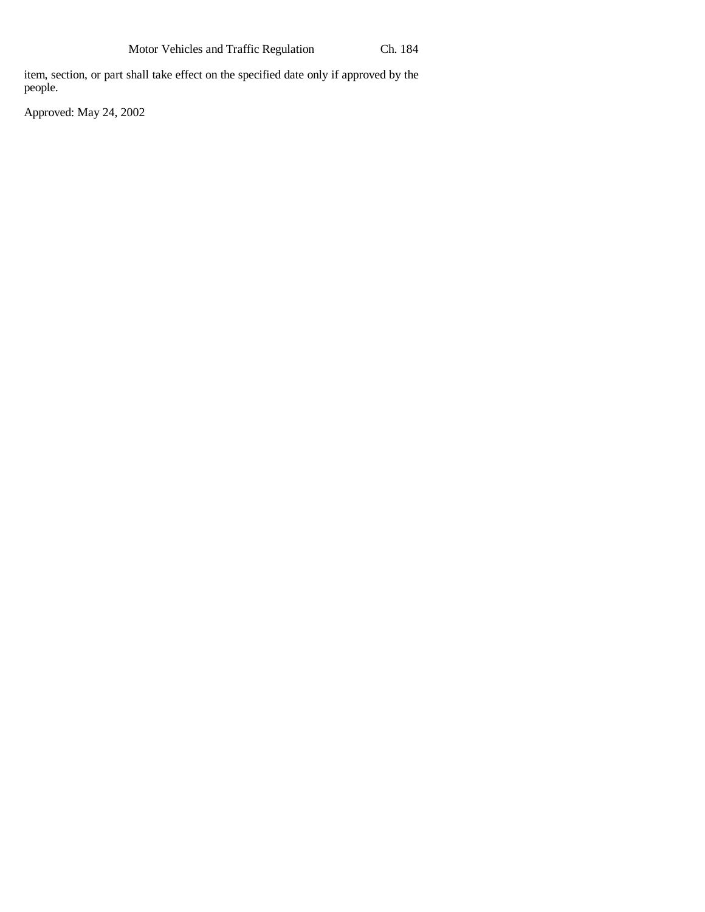item, section, or part shall take effect on the specified date only if approved by the people.

Approved: May 24, 2002